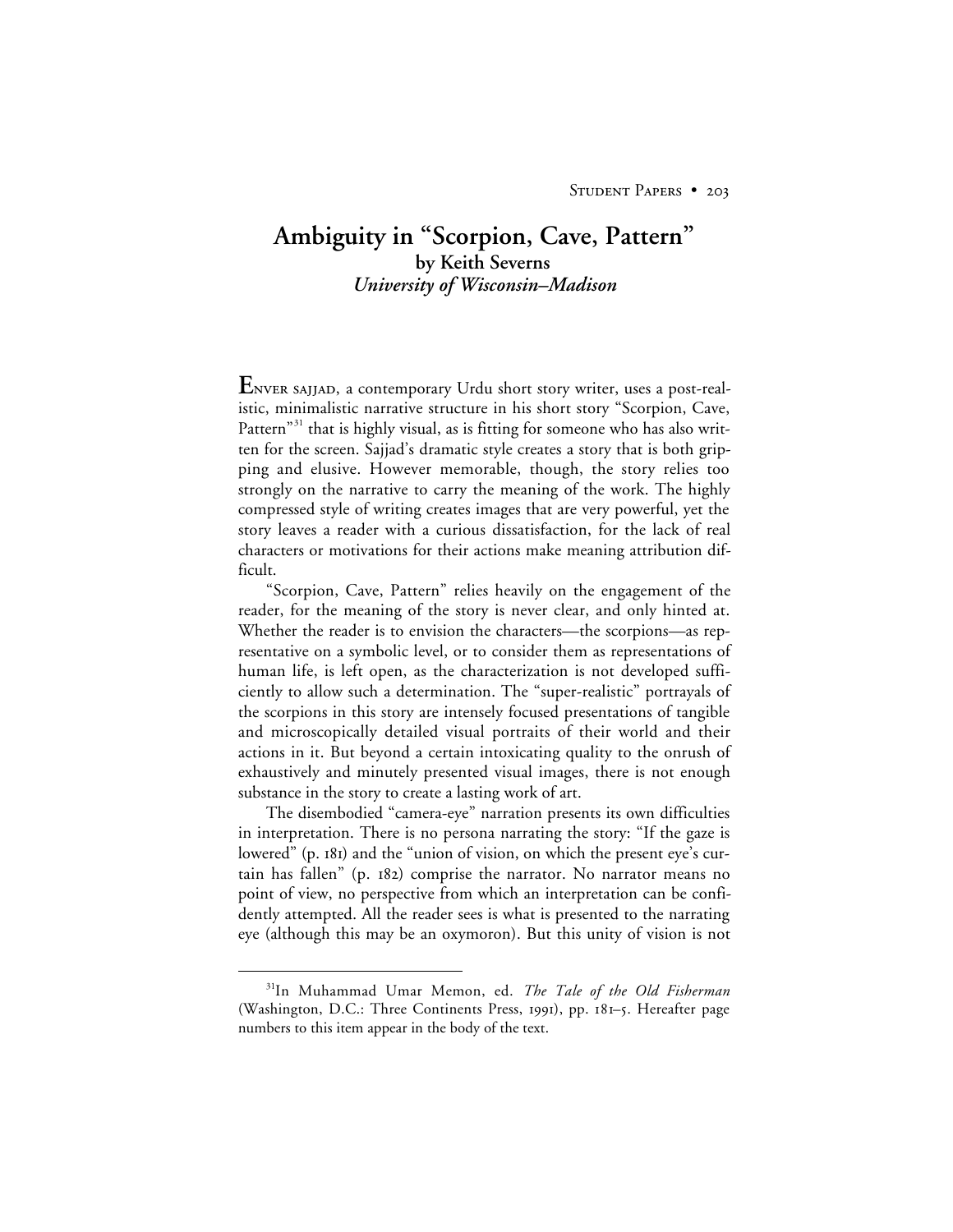# Ambiguity in "Scorpion, Cave, Pattern"

**by Keith Severns**
***University of Wisconsin–Madison***

**E**NVER SAJJAD, a contemporary Urdu short story writer, uses a post-realistic, minimalistic narrative structure in his short story "Scorpion, Cave, Pattern"[31] that is highly visual, as is fitting for someone who has also written for the screen. Sajjad's dramatic style creates a story that is both gripping and elusive. However memorable, though, the story relies too strongly on the narrative to carry the meaning of the work. The highly compressed style of writing creates images that are very powerful, yet the story leaves a reader with a curious dissatisfaction, for the lack of real characters or motivations for their actions make meaning attribution difficult.

"Scorpion, Cave, Pattern" relies heavily on the engagement of the reader, for the meaning of the story is never clear, and only hinted at. Whether the reader is to envision the characters—the scorpions—as representative on a symbolic level, or to consider them as representations of human life, is left open, as the characterization is not developed sufficiently to allow such a determination. The "super-realistic" portrayals of the scorpions in this story are intensely focused presentations of tangible and microscopically detailed visual portraits of their world and their actions in it. But beyond a certain intoxicating quality to the onrush of exhaustively and minutely presented visual images, there is not enough substance in the story to create a lasting work of art.

The disembodied "camera-eye" narration presents its own difficulties in interpretation. There is no persona narrating the story: "If the gaze is lowered" (p. 181) and the "union of vision, on which the present eye's curtain has fallen" (p. 182) comprise the narrator. No narrator means no point of view, no perspective from which an interpretation can be confidently attempted. All the reader sees is what is presented to the narrating eye (although this may be an oxymoron). But this unity of vision is not

---

[31] In Muhammad Umar Memon, ed. *The Tale of the Old Fisherman* (Washington, D.C.: Three Continents Press, 1991), pp. 181–5. Hereafter page numbers to this item appear in the body of the text.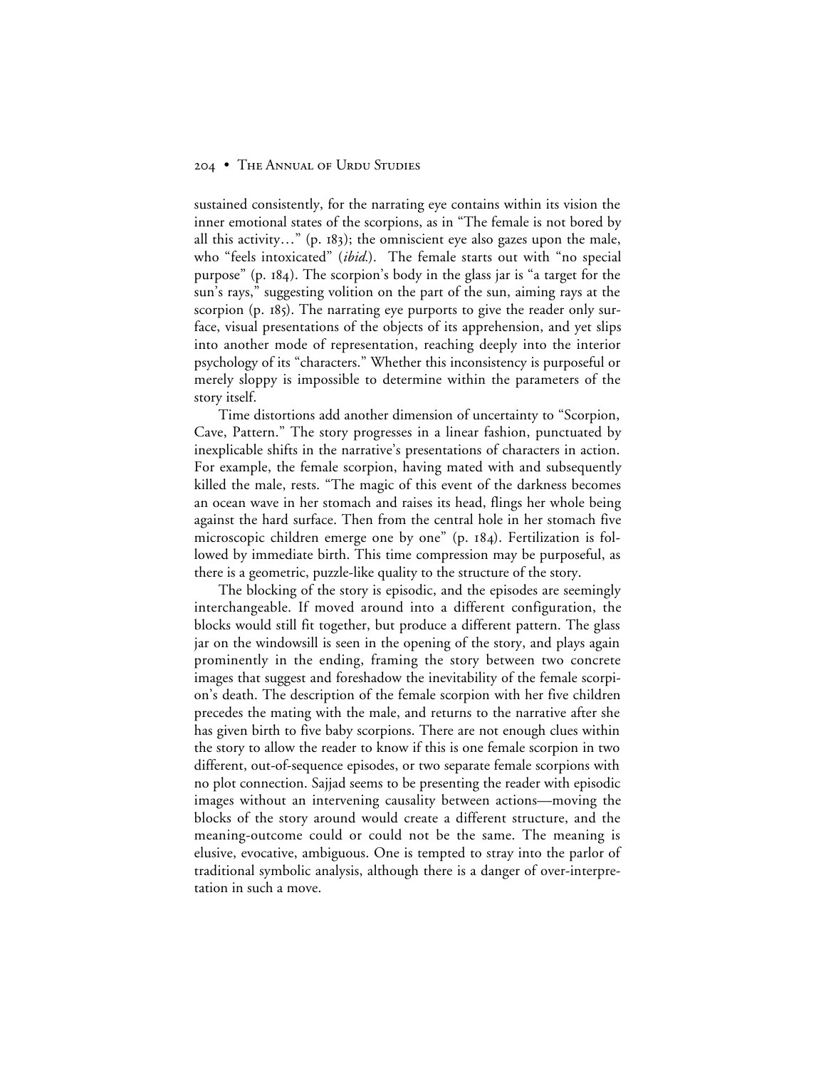sustained consistently, for the narrating eye contains within its vision the inner emotional states of the scorpions, as in "The female is not bored by all this activity…" (p. 183); the omniscient eye also gazes upon the male, who "feels intoxicated" (*ibid.*). The female starts out with "no special purpose" (p. 184). The scorpion's body in the glass jar is "a target for the sun's rays," suggesting volition on the part of the sun, aiming rays at the scorpion (p. 185). The narrating eye purports to give the reader only surface, visual presentations of the objects of its apprehension, and yet slips into another mode of representation, reaching deeply into the interior psychology of its "characters." Whether this inconsistency is purposeful or merely sloppy is impossible to determine within the parameters of the story itself.

Time distortions add another dimension of uncertainty to "Scorpion, Cave, Pattern." The story progresses in a linear fashion, punctuated by inexplicable shifts in the narrative's presentations of characters in action. For example, the female scorpion, having mated with and subsequently killed the male, rests. "The magic of this event of the darkness becomes an ocean wave in her stomach and raises its head, flings her whole being against the hard surface. Then from the central hole in her stomach five microscopic children emerge one by one" (p. 184). Fertilization is followed by immediate birth. This time compression may be purposeful, as there is a geometric, puzzle-like quality to the structure of the story.

The blocking of the story is episodic, and the episodes are seemingly interchangeable. If moved around into a different configuration, the blocks would still fit together, but produce a different pattern. The glass jar on the windowsill is seen in the opening of the story, and plays again prominently in the ending, framing the story between two concrete images that suggest and foreshadow the inevitability of the female scorpion's death. The description of the female scorpion with her five children precedes the mating with the male, and returns to the narrative after she has given birth to five baby scorpions. There are not enough clues within the story to allow the reader to know if this is one female scorpion in two different, out-of-sequence episodes, or two separate female scorpions with no plot connection. Sajjad seems to be presenting the reader with episodic images without an intervening causality between actions—moving the blocks of the story around would create a different structure, and the meaning-outcome could or could not be the same. The meaning is elusive, evocative, ambiguous. One is tempted to stray into the parlor of traditional symbolic analysis, although there is a danger of over-interpretation in such a move.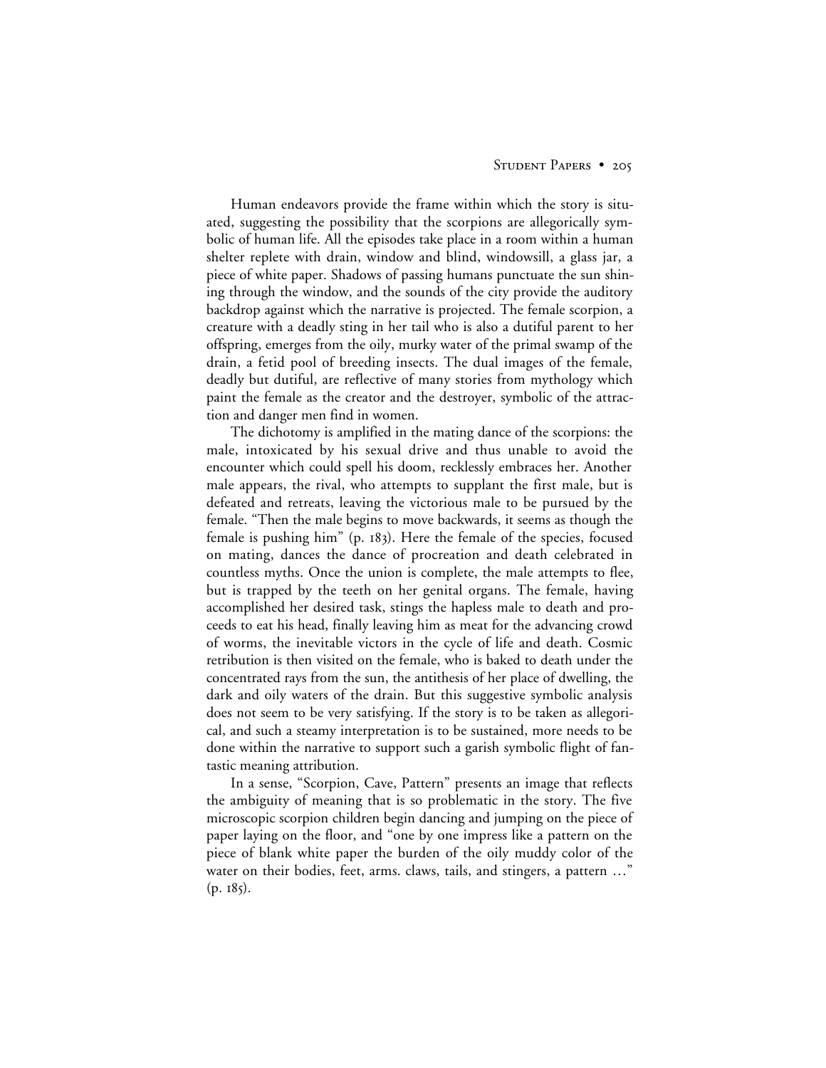Human endeavors provide the frame within which the story is situated, suggesting the possibility that the scorpions are allegorically symbolic of human life. All the episodes take place in a room within a human shelter replete with drain, window and blind, windowsill, a glass jar, a piece of white paper. Shadows of passing humans punctuate the sun shining through the window, and the sounds of the city provide the auditory backdrop against which the narrative is projected. The female scorpion, a creature with a deadly sting in her tail who is also a dutiful parent to her offspring, emerges from the oily, murky water of the primal swamp of the drain, a fetid pool of breeding insects. The dual images of the female, deadly but dutiful, are reflective of many stories from mythology which paint the female as the creator and the destroyer, symbolic of the attraction and danger men find in women.

The dichotomy is amplified in the mating dance of the scorpions: the male, intoxicated by his sexual drive and thus unable to avoid the encounter which could spell his doom, recklessly embraces her. Another male appears, the rival, who attempts to supplant the first male, but is defeated and retreats, leaving the victorious male to be pursued by the female. "Then the male begins to move backwards, it seems as though the female is pushing him" (p. 183). Here the female of the species, focused on mating, dances the dance of procreation and death celebrated in countless myths. Once the union is complete, the male attempts to flee, but is trapped by the teeth on her genital organs. The female, having accomplished her desired task, stings the hapless male to death and proceeds to eat his head, finally leaving him as meat for the advancing crowd of worms, the inevitable victors in the cycle of life and death. Cosmic retribution is then visited on the female, who is baked to death under the concentrated rays from the sun, the antithesis of her place of dwelling, the dark and oily waters of the drain. But this suggestive symbolic analysis does not seem to be very satisfying. If the story is to be taken as allegorical, and such a steamy interpretation is to be sustained, more needs to be done within the narrative to support such a garish symbolic flight of fantastic meaning attribution.

In a sense, "Scorpion, Cave, Pattern" presents an image that reflects the ambiguity of meaning that is so problematic in the story. The five microscopic scorpion children begin dancing and jumping on the piece of paper laying on the floor, and "one by one impress like a pattern on the piece of blank white paper the burden of the oily muddy color of the water on their bodies, feet, arms. claws, tails, and stingers, a pattern …" (p. 185).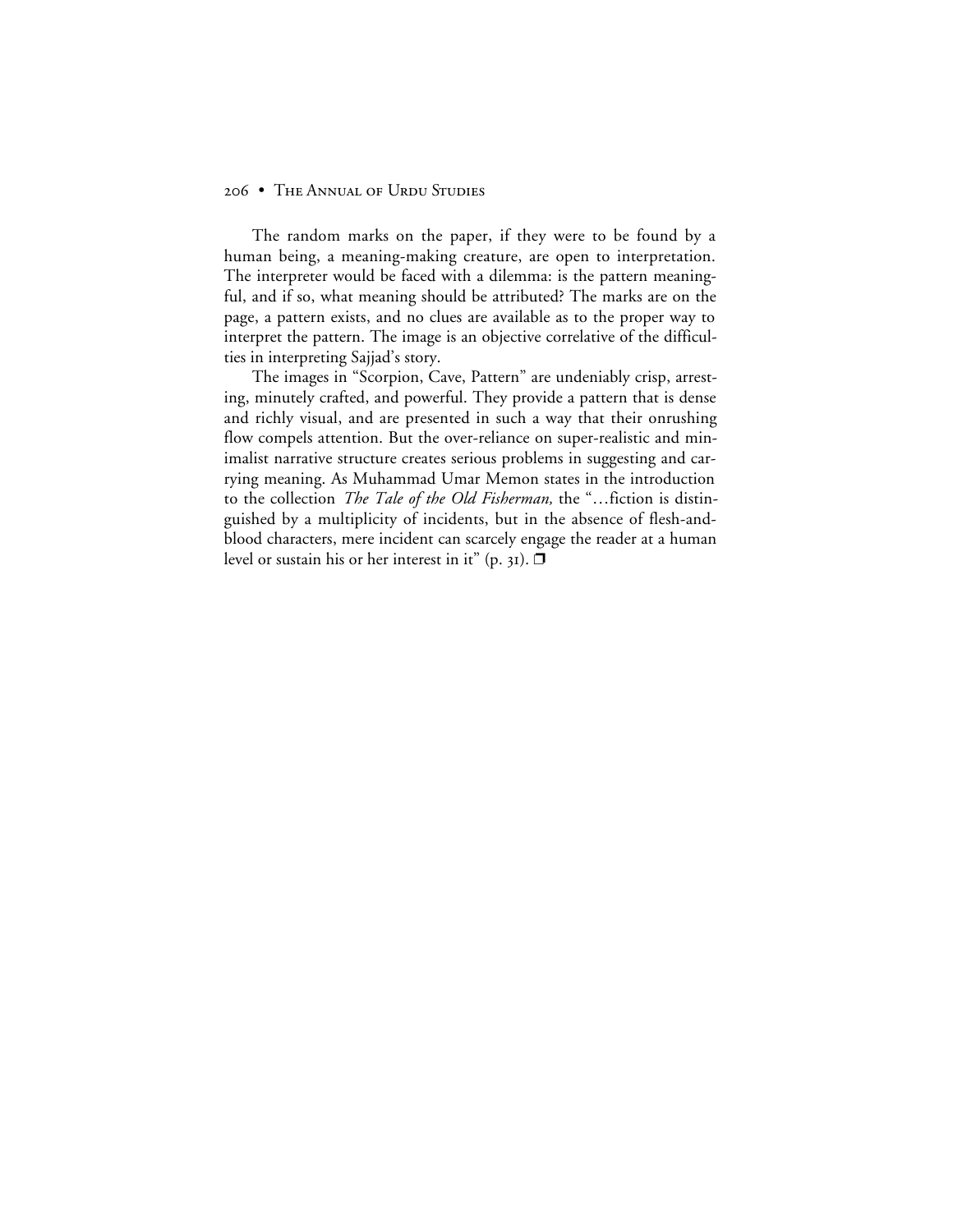The random marks on the paper, if they were to be found by a human being, a meaning-making creature, are open to interpretation. The interpreter would be faced with a dilemma: is the pattern meaningful, and if so, what meaning should be attributed? The marks are on the page, a pattern exists, and no clues are available as to the proper way to interpret the pattern. The image is an objective correlative of the difficulties in interpreting Sajjad's story.

The images in "Scorpion, Cave, Pattern" are undeniably crisp, arresting, minutely crafted, and powerful. They provide a pattern that is dense and richly visual, and are presented in such a way that their onrushing flow compels attention. But the over-reliance on super-realistic and minimalist narrative structure creates serious problems in suggesting and carrying meaning. As Muhammad Umar Memon states in the introduction to the collection *The Tale of the Old Fisherman,* the "…fiction is distinguished by a multiplicity of incidents, but in the absence of flesh-and-blood characters, mere incident can scarcely engage the reader at a human level or sustain his or her interest in it" (p. 31). ❒